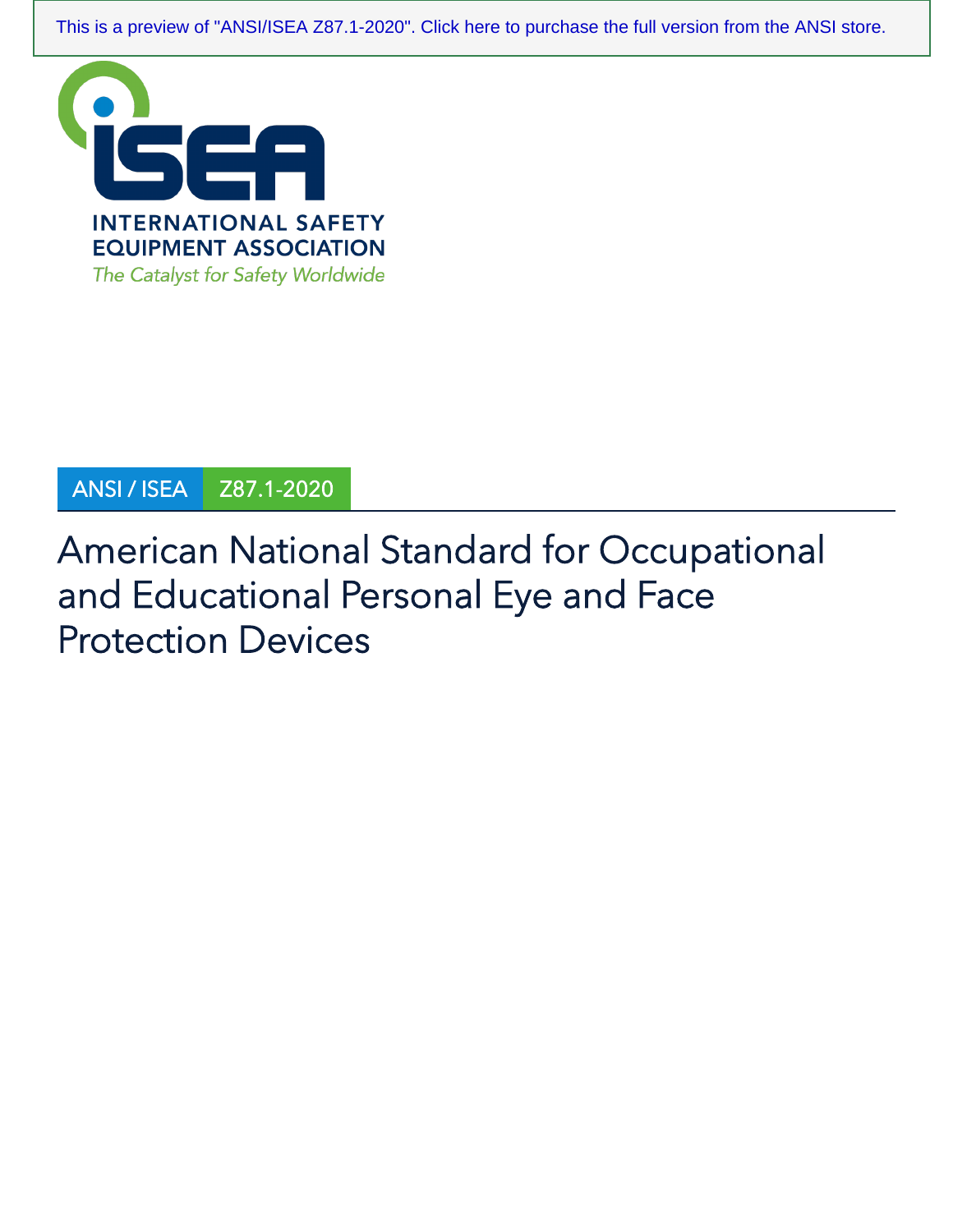This is a preview of "ANSI/ISEA Z87.1-2020". Click here to purchase the full version from the ANSI store.

INTERNATIONAL SAFETY EQUIPMENT ASSOCIATION

*The Catalyst for Safety Worldwide*

ANSI / ISEA Z87.1-2020

# American National Standard for Occupational and Educational Personal Eye and Face Protection Devices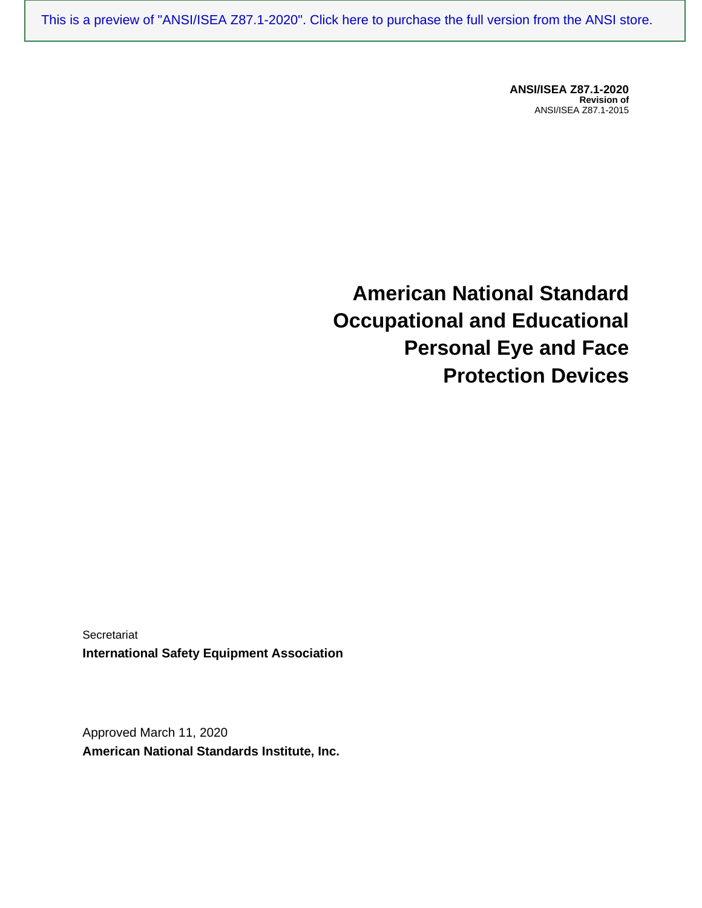**ANSI/ISEA Z87.1-2020**
**Revision of**
ANSI/ISEA Z87.1-2015

# American National Standard Occupational and Educational Personal Eye and Face Protection Devices

Secretariat

**International Safety Equipment Association**

Approved March 11, 2020

**American National Standards Institute, Inc.**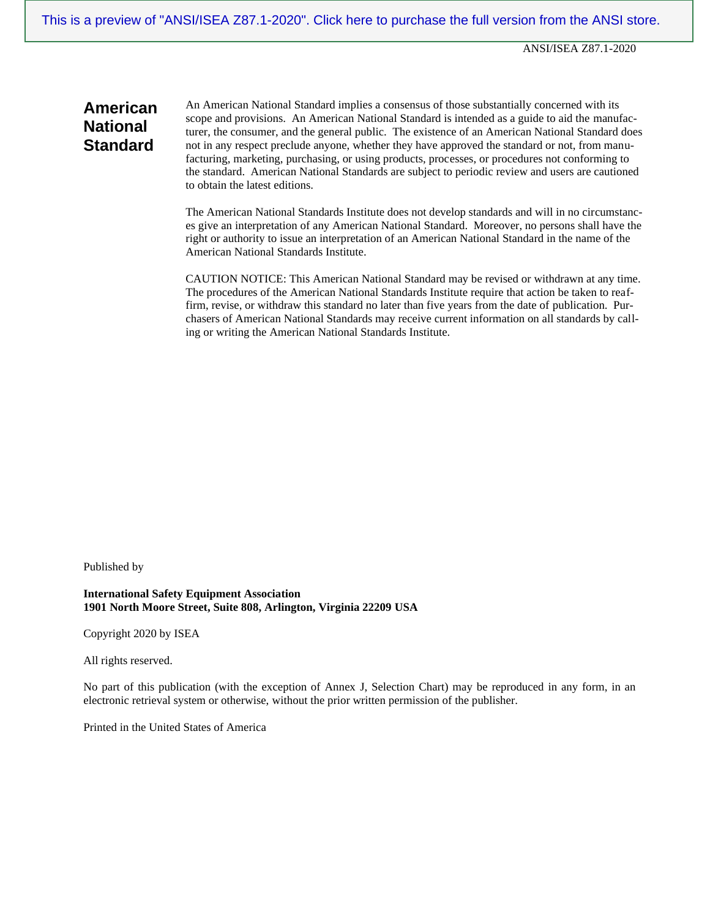## American National Standard

An American National Standard implies a consensus of those substantially concerned with its scope and provisions. An American National Standard is intended as a guide to aid the manufacturer, the consumer, and the general public. The existence of an American National Standard does not in any respect preclude anyone, whether they have approved the standard or not, from manufacturing, marketing, purchasing, or using products, processes, or procedures not conforming to the standard. American National Standards are subject to periodic review and users are cautioned to obtain the latest editions.

The American National Standards Institute does not develop standards and will in no circumstances give an interpretation of any American National Standard. Moreover, no persons shall have the right or authority to issue an interpretation of an American National Standard in the name of the American National Standards Institute.

CAUTION NOTICE: This American National Standard may be revised or withdrawn at any time. The procedures of the American National Standards Institute require that action be taken to reaffirm, revise, or withdraw this standard no later than five years from the date of publication. Purchasers of American National Standards may receive current information on all standards by calling or writing the American National Standards Institute.

Published by

**International Safety Equipment Association**
**1901 North Moore Street, Suite 808, Arlington, Virginia 22209 USA**

Copyright 2020 by ISEA

All rights reserved.

No part of this publication (with the exception of Annex J, Selection Chart) may be reproduced in any form, in an electronic retrieval system or otherwise, without the prior written permission of the publisher.

Printed in the United States of America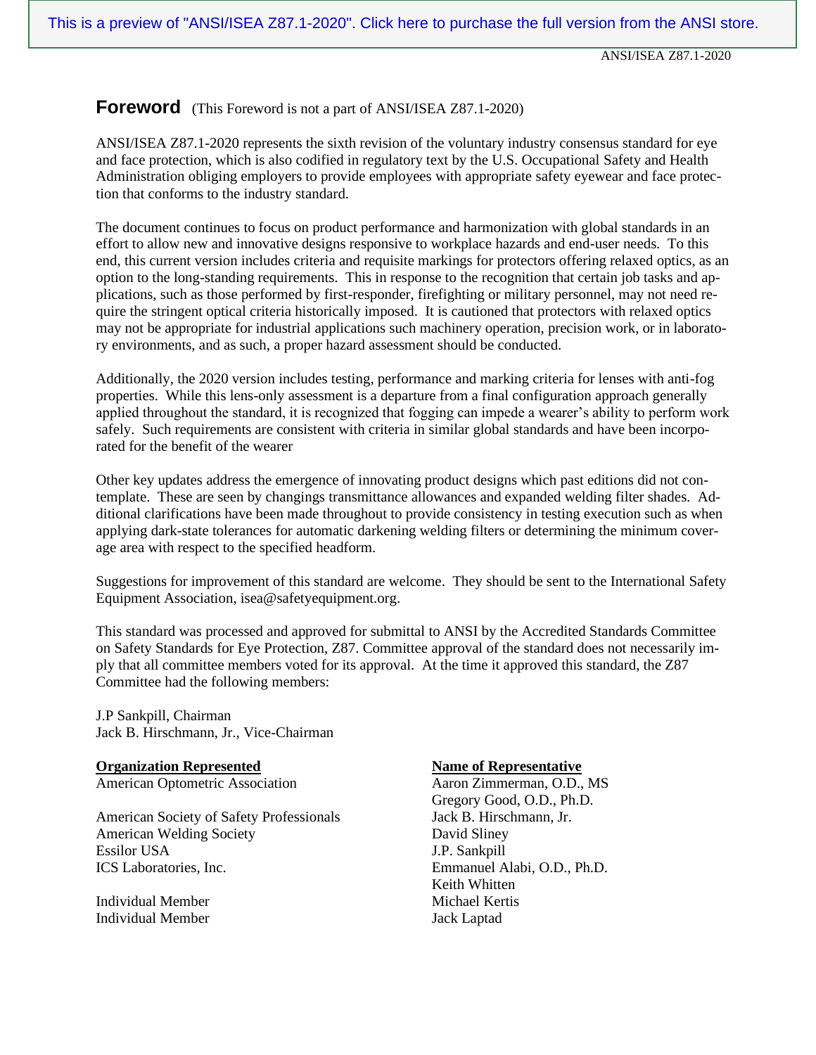## Foreword (This Foreword is not a part of ANSI/ISEA Z87.1-2020)

ANSI/ISEA Z87.1-2020 represents the sixth revision of the voluntary industry consensus standard for eye and face protection, which is also codified in regulatory text by the U.S. Occupational Safety and Health Administration obliging employers to provide employees with appropriate safety eyewear and face protection that conforms to the industry standard.

The document continues to focus on product performance and harmonization with global standards in an effort to allow new and innovative designs responsive to workplace hazards and end-user needs. To this end, this current version includes criteria and requisite markings for protectors offering relaxed optics, as an option to the long-standing requirements. This in response to the recognition that certain job tasks and applications, such as those performed by first-responder, firefighting or military personnel, may not need require the stringent optical criteria historically imposed. It is cautioned that protectors with relaxed optics may not be appropriate for industrial applications such machinery operation, precision work, or in laboratory environments, and as such, a proper hazard assessment should be conducted.

Additionally, the 2020 version includes testing, performance and marking criteria for lenses with anti-fog properties. While this lens-only assessment is a departure from a final configuration approach generally applied throughout the standard, it is recognized that fogging can impede a wearer's ability to perform work safely. Such requirements are consistent with criteria in similar global standards and have been incorporated for the benefit of the wearer

Other key updates address the emergence of innovating product designs which past editions did not contemplate. These are seen by changings transmittance allowances and expanded welding filter shades. Additional clarifications have been made throughout to provide consistency in testing execution such as when applying dark-state tolerances for automatic darkening welding filters or determining the minimum coverage area with respect to the specified headform.

Suggestions for improvement of this standard are welcome. They should be sent to the International Safety Equipment Association, isea@safetyequipment.org.

This standard was processed and approved for submittal to ANSI by the Accredited Standards Committee on Safety Standards for Eye Protection, Z87. Committee approval of the standard does not necessarily imply that all committee members voted for its approval. At the time it approved this standard, the Z87 Committee had the following members:

J.P Sankpill, Chairman
Jack B. Hirschmann, Jr., Vice-Chairman

| Organization Represented | Name of Representative |
|---|---|
| American Optometric Association | Aaron Zimmerman, O.D., MS |
| | Gregory Good, O.D., Ph.D. |
| American Society of Safety Professionals | Jack B. Hirschmann, Jr. |
| American Welding Society | David Sliney |
| Essilor USA | J.P. Sankpill |
| ICS Laboratories, Inc. | Emmanuel Alabi, O.D., Ph.D. |
| | Keith Whitten |
| Individual Member | Michael Kertis |
| Individual Member | Jack Laptad |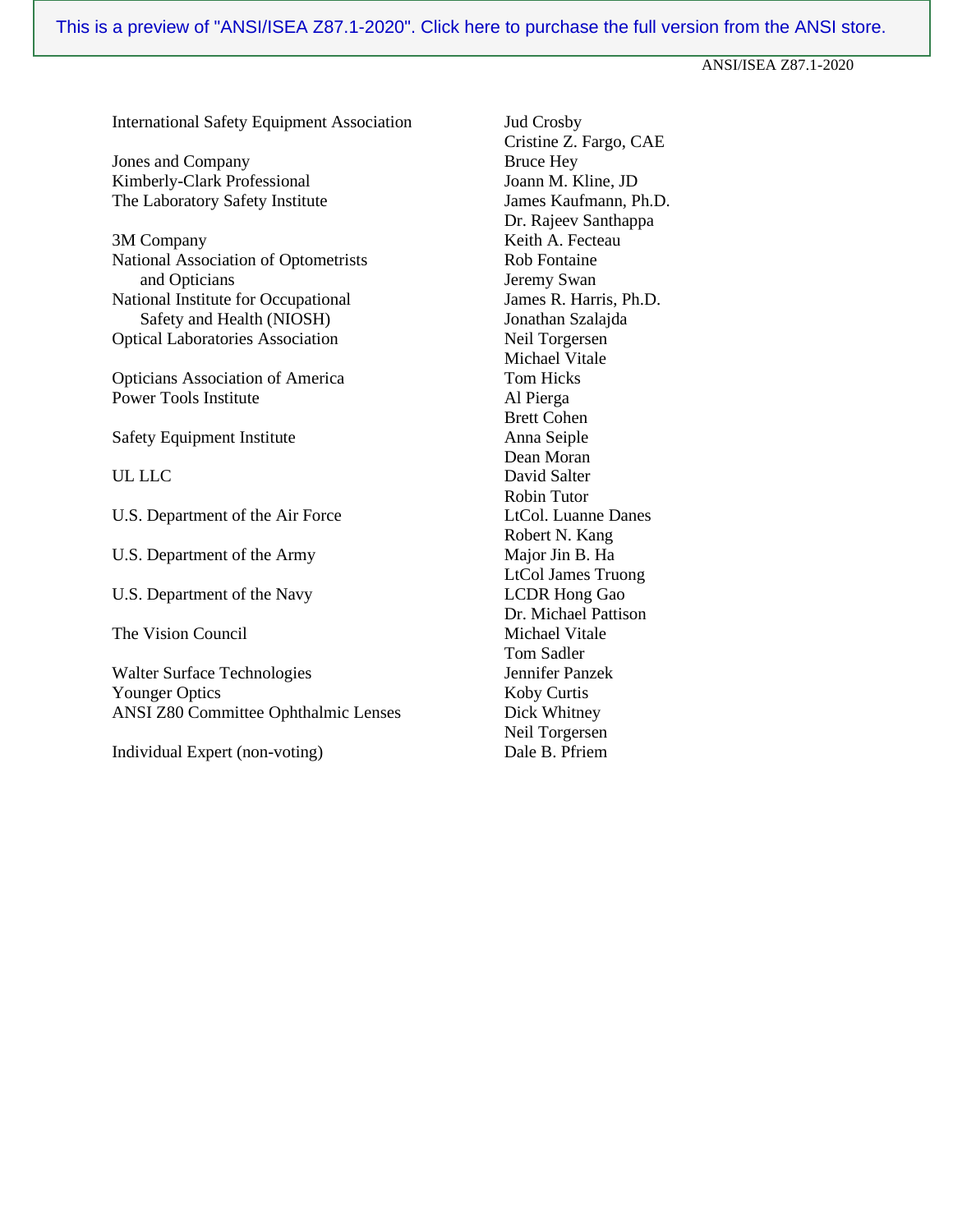| International Safety Equipment Association | Jud Crosby |
|---|---|
| | Cristine Z. Fargo, CAE |
| Jones and Company | Bruce Hey |
| Kimberly-Clark Professional | Joann M. Kline, JD |
| The Laboratory Safety Institute | James Kaufmann, Ph.D. |
| | Dr. Rajeev Santhappa |
| 3M Company | Keith A. Fecteau |
| National Association of Optometrists and Opticians | Rob Fontaine |
| | Jeremy Swan |
| National Institute for Occupational Safety and Health (NIOSH) | James R. Harris, Ph.D. |
| | Jonathan Szalajda |
| Optical Laboratories Association | Neil Torgersen |
| | Michael Vitale |
| Opticians Association of America | Tom Hicks |
| Power Tools Institute | Al Pierga |
| | Brett Cohen |
| Safety Equipment Institute | Anna Seiple |
| | Dean Moran |
| UL LLC | David Salter |
| | Robin Tutor |
| U.S. Department of the Air Force | LtCol. Luanne Danes |
| | Robert N. Kang |
| U.S. Department of the Army | Major Jin B. Ha |
| | LtCol James Truong |
| U.S. Department of the Navy | LCDR Hong Gao |
| | Dr. Michael Pattison |
| The Vision Council | Michael Vitale |
| | Tom Sadler |
| Walter Surface Technologies | Jennifer Panzek |
| Younger Optics | Koby Curtis |
| ANSI Z80 Committee Ophthalmic Lenses | Dick Whitney |
| | Neil Torgersen |
| Individual Expert (non-voting) | Dale B. Pfriem |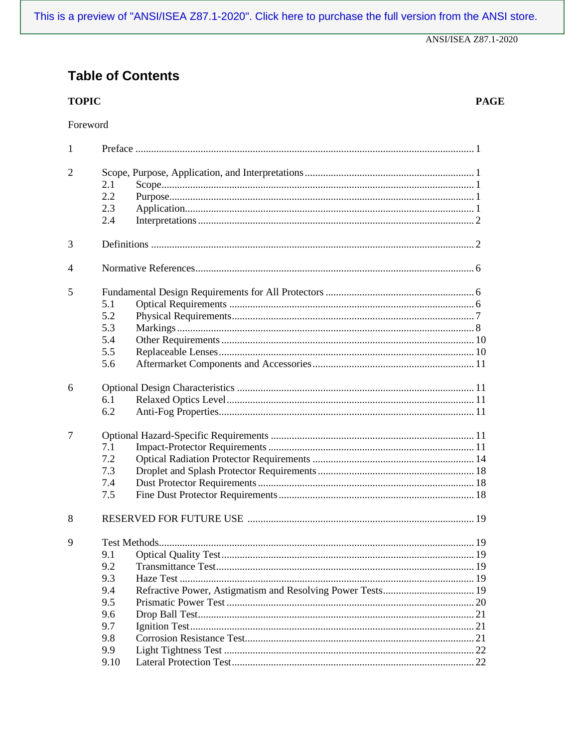# Table of Contents

| TOPIC | | PAGE |
|---|---|---|
| Foreword | | |
| 1 | Preface | 1 |
| 2 | Scope, Purpose, Application, and Interpretations | 1 |
| | 2.1 Scope | 1 |
| | 2.2 Purpose | 1 |
| | 2.3 Application | 1 |
| | 2.4 Interpretations | 2 |
| 3 | Definitions | 2 |
| 4 | Normative References | 6 |
| 5 | Fundamental Design Requirements for All Protectors | 6 |
| | 5.1 Optical Requirements | 6 |
| | 5.2 Physical Requirements | 7 |
| | 5.3 Markings | 8 |
| | 5.4 Other Requirements | 10 |
| | 5.5 Replaceable Lenses | 10 |
| | 5.6 Aftermarket Components and Accessories | 11 |
| 6 | Optional Design Characteristics | 11 |
| | 6.1 Relaxed Optics Level | 11 |
| | 6.2 Anti-Fog Properties | 11 |
| 7 | Optional Hazard-Specific Requirements | 11 |
| | 7.1 Impact-Protector Requirements | 11 |
| | 7.2 Optical Radiation Protector Requirements | 14 |
| | 7.3 Droplet and Splash Protector Requirements | 18 |
| | 7.4 Dust Protector Requirements | 18 |
| | 7.5 Fine Dust Protector Requirements | 18 |
| 8 | RESERVED FOR FUTURE USE | 19 |
| 9 | Test Methods | 19 |
| | 9.1 Optical Quality Test | 19 |
| | 9.2 Transmittance Test | 19 |
| | 9.3 Haze Test | 19 |
| | 9.4 Refractive Power, Astigmatism and Resolving Power Tests | 19 |
| | 9.5 Prismatic Power Test | 20 |
| | 9.6 Drop Ball Test | 21 |
| | 9.7 Ignition Test | 21 |
| | 9.8 Corrosion Resistance Test | 21 |
| | 9.9 Light Tightness Test | 22 |
| | 9.10 Lateral Protection Test | 22 |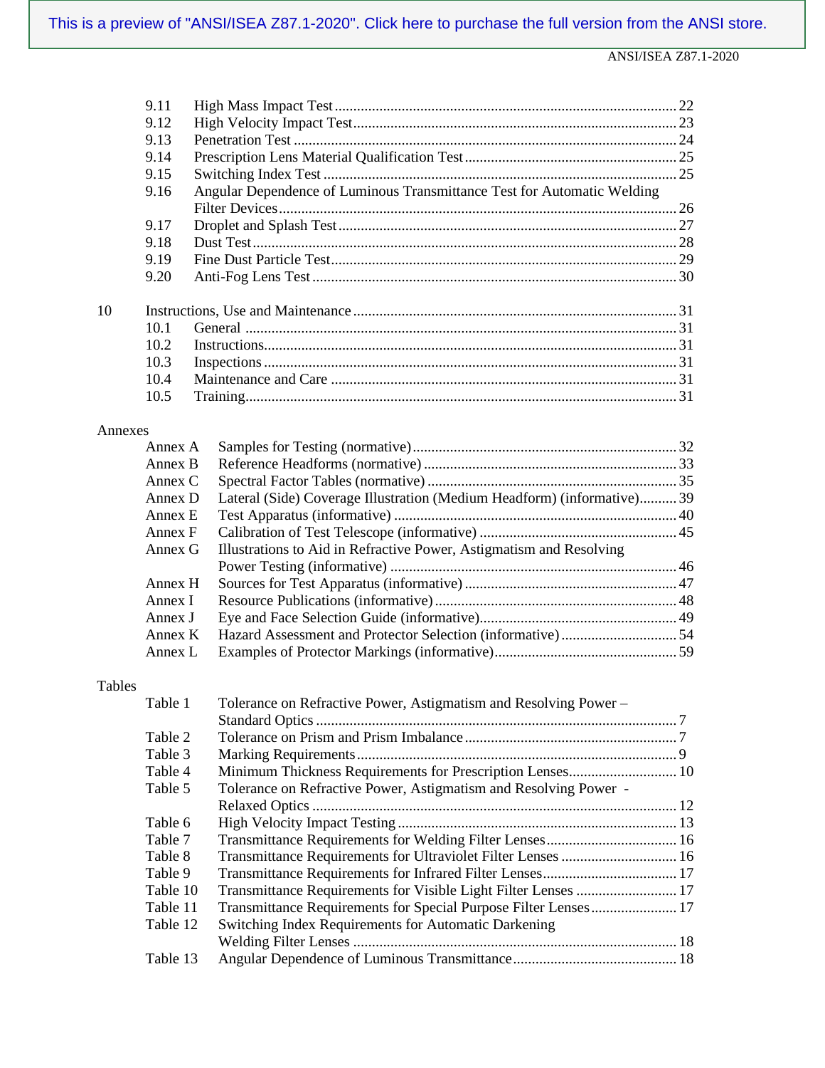9.11 High Mass Impact Test ... 22
9.12 High Velocity Impact Test ... 23
9.13 Penetration Test ... 24
9.14 Prescription Lens Material Qualification Test ... 25
9.15 Switching Index Test ... 25
9.16 Angular Dependence of Luminous Transmittance Test for Automatic Welding Filter Devices ... 26
9.17 Droplet and Splash Test ... 27
9.18 Dust Test ... 28
9.19 Fine Dust Particle Test ... 29
9.20 Anti-Fog Lens Test ... 30

10 Instructions, Use and Maintenance ... 31
10.1 General ... 31
10.2 Instructions ... 31
10.3 Inspections ... 31
10.4 Maintenance and Care ... 31
10.5 Training ... 31

Annexes

Annex A Samples for Testing (normative) ... 32
Annex B Reference Headforms (normative) ... 33
Annex C Spectral Factor Tables (normative) ... 35
Annex D Lateral (Side) Coverage Illustration (Medium Headform) (informative) ... 39
Annex E Test Apparatus (informative) ... 40
Annex F Calibration of Test Telescope (informative) ... 45
Annex G Illustrations to Aid in Refractive Power, Astigmatism and Resolving Power Testing (informative) ... 46
Annex H Sources for Test Apparatus (informative) ... 47
Annex I Resource Publications (informative) ... 48
Annex J Eye and Face Selection Guide (informative) ... 49
Annex K Hazard Assessment and Protector Selection (informative) ... 54
Annex L Examples of Protector Markings (informative) ... 59

Tables

Table 1 Tolerance on Refractive Power, Astigmatism and Resolving Power – Standard Optics ... 7
Table 2 Tolerance on Prism and Prism Imbalance ... 7
Table 3 Marking Requirements ... 9
Table 4 Minimum Thickness Requirements for Prescription Lenses ... 10
Table 5 Tolerance on Refractive Power, Astigmatism and Resolving Power - Relaxed Optics ... 12
Table 6 High Velocity Impact Testing ... 13
Table 7 Transmittance Requirements for Welding Filter Lenses ... 16
Table 8 Transmittance Requirements for Ultraviolet Filter Lenses ... 16
Table 9 Transmittance Requirements for Infrared Filter Lenses ... 17
Table 10 Transmittance Requirements for Visible Light Filter Lenses ... 17
Table 11 Transmittance Requirements for Special Purpose Filter Lenses ... 17
Table 12 Switching Index Requirements for Automatic Darkening Welding Filter Lenses ... 18
Table 13 Angular Dependence of Luminous Transmittance ... 18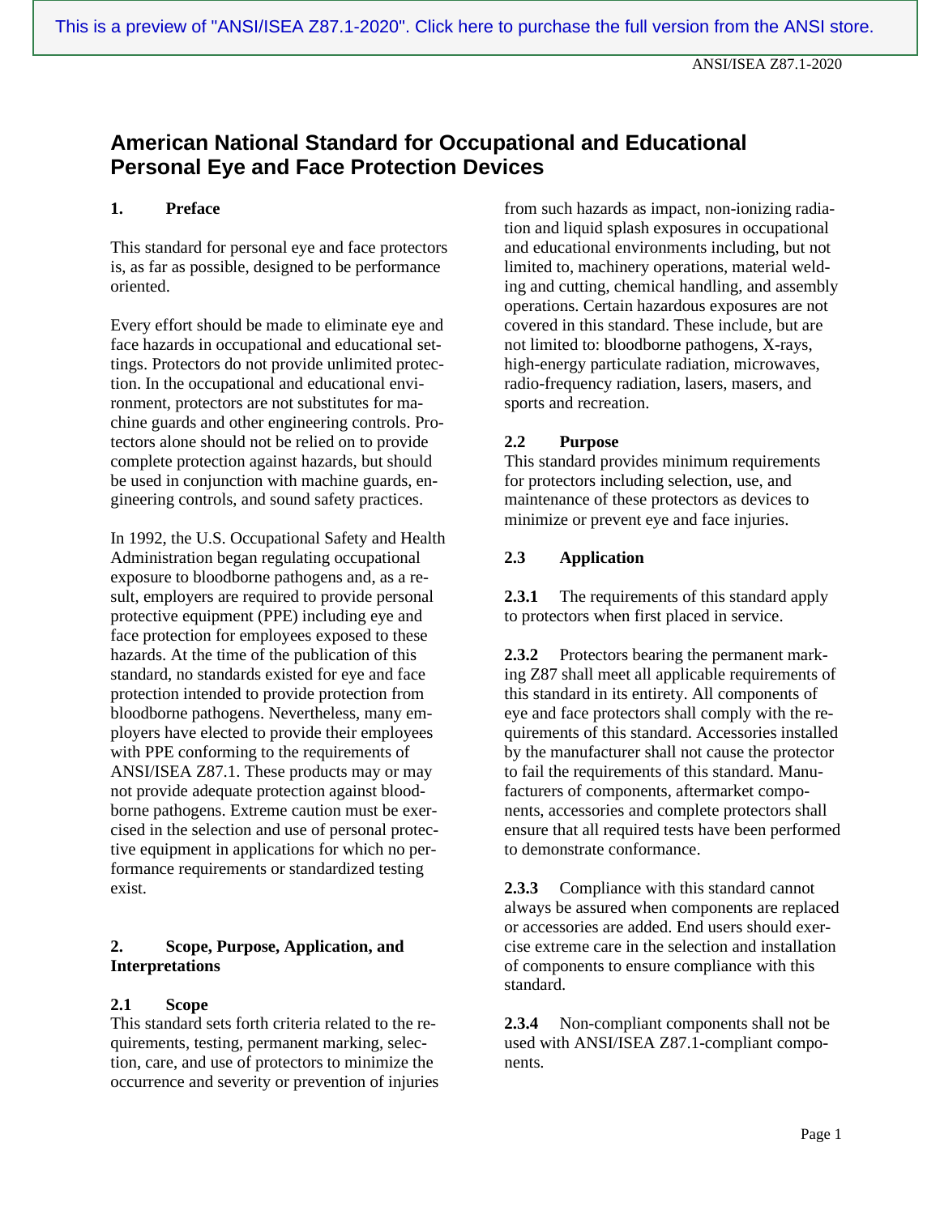# American National Standard for Occupational and Educational Personal Eye and Face Protection Devices

## 1. Preface

This standard for personal eye and face protectors is, as far as possible, designed to be performance oriented.

Every effort should be made to eliminate eye and face hazards in occupational and educational settings. Protectors do not provide unlimited protection. In the occupational and educational environment, protectors are not substitutes for machine guards and other engineering controls. Protectors alone should not be relied on to provide complete protection against hazards, but should be used in conjunction with machine guards, engineering controls, and sound safety practices.

In 1992, the U.S. Occupational Safety and Health Administration began regulating occupational exposure to bloodborne pathogens and, as a result, employers are required to provide personal protective equipment (PPE) including eye and face protection for employees exposed to these hazards. At the time of the publication of this standard, no standards existed for eye and face protection intended to provide protection from bloodborne pathogens. Nevertheless, many employers have elected to provide their employees with PPE conforming to the requirements of ANSI/ISEA Z87.1. These products may or may not provide adequate protection against bloodborne pathogens. Extreme caution must be exercised in the selection and use of personal protective equipment in applications for which no performance requirements or standardized testing exist.

## 2. Scope, Purpose, Application, and Interpretations

### 2.1 Scope

This standard sets forth criteria related to the requirements, testing, permanent marking, selection, care, and use of protectors to minimize the occurrence and severity or prevention of injuries from such hazards as impact, non-ionizing radiation and liquid splash exposures in occupational and educational environments including, but not limited to, machinery operations, material welding and cutting, chemical handling, and assembly operations. Certain hazardous exposures are not covered in this standard. These include, but are not limited to: bloodborne pathogens, X-rays, high-energy particulate radiation, microwaves, radio-frequency radiation, lasers, masers, and sports and recreation.

### 2.2 Purpose

This standard provides minimum requirements for protectors including selection, use, and maintenance of these protectors as devices to minimize or prevent eye and face injuries.

### 2.3 Application

**2.3.1** The requirements of this standard apply to protectors when first placed in service.

**2.3.2** Protectors bearing the permanent marking Z87 shall meet all applicable requirements of this standard in its entirety. All components of eye and face protectors shall comply with the requirements of this standard. Accessories installed by the manufacturer shall not cause the protector to fail the requirements of this standard. Manufacturers of components, aftermarket components, accessories and complete protectors shall ensure that all required tests have been performed to demonstrate conformance.

**2.3.3** Compliance with this standard cannot always be assured when components are replaced or accessories are added. End users should exercise extreme care in the selection and installation of components to ensure compliance with this standard.

**2.3.4** Non-compliant components shall not be used with ANSI/ISEA Z87.1-compliant components.